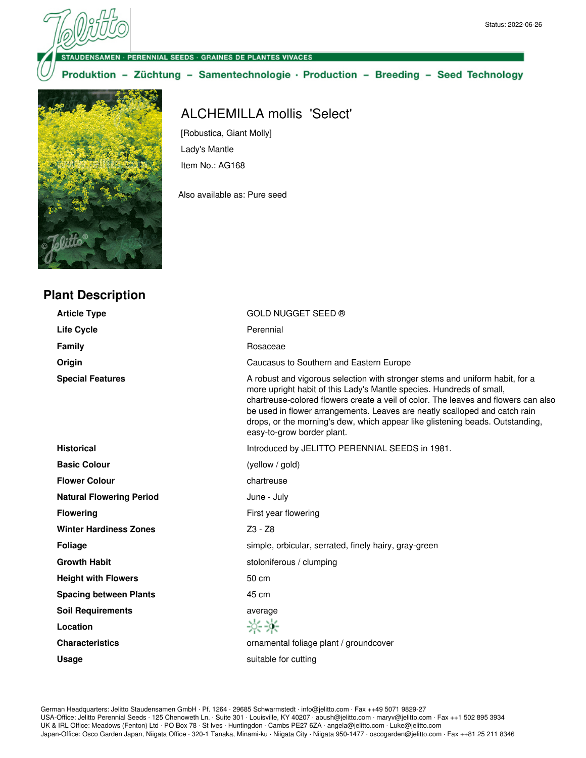Status: 2022-06-26

STAUDENSAMEN · PERENNIAL SEEDS · GRAINES DE PLANTES VIVACES

Produktion – Züchtung – Samentechnologie · Production – Breeding – Seed Technology

# ALCHEMILLA mollis 'Select'

[Robustica, Giant Molly]

Lady's Mantle

Item No.: AG168

Also available as: Pure seed

## Plant Description

| | |
|---|---|
| **Article Type** | GOLD NUGGET SEED ® |
| **Life Cycle** | Perennial |
| **Family** | Rosaceae |
| **Origin** | Caucasus to Southern and Eastern Europe |
| **Special Features** | A robust and vigorous selection with stronger stems and uniform habit, for a more upright habit of this Lady's Mantle species. Hundreds of small, chartreuse-colored flowers create a veil of color. The leaves and flowers can also be used in flower arrangements. Leaves are neatly scalloped and catch rain drops, or the morning's dew, which appear like glistening beads. Outstanding, easy-to-grow border plant. |
| **Historical** | Introduced by JELITTO PERENNIAL SEEDS in 1981. |
| **Basic Colour** | (yellow / gold) |
| **Flower Colour** | chartreuse |
| **Natural Flowering Period** | June - July |
| **Flowering** | First year flowering |
| **Winter Hardiness Zones** | Z3 - Z8 |
| **Foliage** | simple, orbicular, serrated, finely hairy, gray-green |
| **Growth Habit** | stoloniferous / clumping |
| **Height with Flowers** | 50 cm |
| **Spacing between Plants** | 45 cm |
| **Soil Requirements** | average |
| **Location** | |
| **Characteristics** | ornamental foliage plant / groundcover |
| **Usage** | suitable for cutting |

German Headquarters: Jelitto Staudensamen GmbH · Pf. 1264 · 29685 Schwarmstedt · info@jelitto.com · Fax ++49 5071 9829-27
USA-Office: Jelitto Perennial Seeds · 125 Chenoweth Ln. · Suite 301 · Louisville, KY 40207 · abush@jelitto.com · maryv@jelitto.com · Fax ++1 502 895 3934
UK & IRL Office: Meadows (Fenton) Ltd · PO Box 78 · St Ives · Huntingdon · Cambs PE27 6ZA · angela@jelitto.com · Luke@jelitto.com
Japan-Office: Osco Garden Japan, Niigata Office · 320-1 Tanaka, Minami-ku · Niigata City · Niigata 950-1477 · oscogarden@jelitto.com · Fax ++81 25 211 8346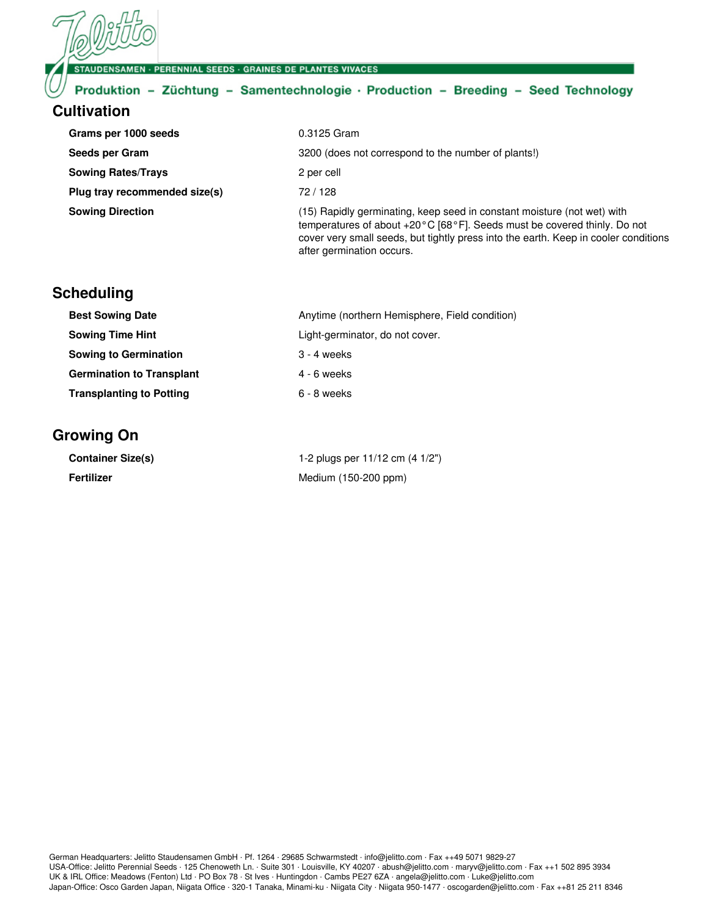## Cultivation

| | |
|---|---|
| **Grams per 1000 seeds** | 0.3125 Gram |
| **Seeds per Gram** | 3200 (does not correspond to the number of plants!) |
| **Sowing Rates/Trays** | 2 per cell |
| **Plug tray recommended size(s)** | 72 / 128 |
| **Sowing Direction** | (15) Rapidly germinating, keep seed in constant moisture (not wet) with temperatures of about +20°C [68°F]. Seeds must be covered thinly. Do not cover very small seeds, but tightly press into the earth. Keep in cooler conditions after germination occurs. |

## Scheduling

| | |
|---|---|
| **Best Sowing Date** | Anytime (northern Hemisphere, Field condition) |
| **Sowing Time Hint** | Light-germinator, do not cover. |
| **Sowing to Germination** | 3 - 4 weeks |
| **Germination to Transplant** | 4 - 6 weeks |
| **Transplanting to Potting** | 6 - 8 weeks |

## Growing On

| | |
|---|---|
| **Container Size(s)** | 1-2 plugs per 11/12 cm (4 1/2") |
| **Fertilizer** | Medium (150-200 ppm) |